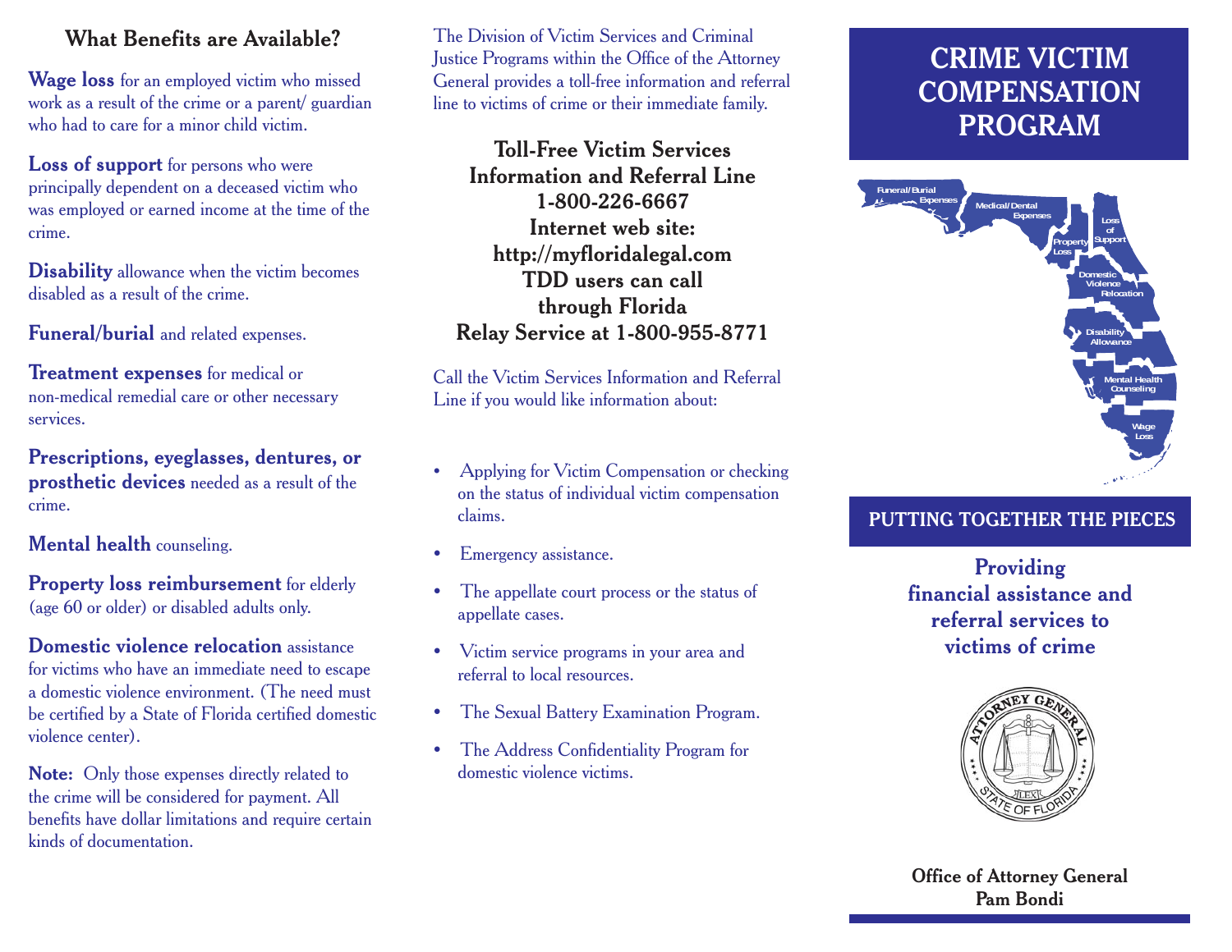## What Benefits are Available?

**Wage loss** for an employed victim who missed work as a result of the crime or a parent/ guardian who had to care for a minor child victim.

**Loss of support** for persons who were principally dependent on a deceased victim who was employed or earned income at the time of the crime.

**Disability** allowance when the victim becomes disabled as a result of the crime.

**Funeral/burial** and related expenses.

**Treatment expenses** for medical or non-medical remedial care or other necessary services.

**Prescriptions, eyeglasses, dentures, or prosthetic devices** needed as a result of the crime.

**Mental health** counseling.

**Property loss reimbursement** for elderly (age 60 or older) or disabled adults only.

**Domestic violence relocation** assistance for victims who have an immediate need to escape a domestic violence environment. (The need must be certified by a State of Florida certified domestic violence center).

**Note:** Only those expenses directly related to the crime will be considered for payment. All benefits have dollar limitations and require certain kinds of documentation.

The Division of Victim Services and Criminal Justice Programs within the Office of the Attorney General provides a toll-free information and referral line to victims of crime or their immediate family.

**Toll-Free Victim Services Information and Referral Line**
**1-800-226-6667**
**Internet web site:**
**http://myfloridalegal.com**
**TDD users can call through Florida Relay Service at 1-800-955-8771**

Call the Victim Services Information and Referral Line if you would like information about:

- Applying for Victim Compensation or checking on the status of individual victim compensation claims.
- Emergency assistance.
- The appellate court process or the status of appellate cases.
- Victim service programs in your area and referral to local resources.
- The Sexual Battery Examination Program.
- The Address Confidentiality Program for domestic violence victims.

# CRIME VICTIM COMPENSATION PROGRAM

Funeral/Burial Expenses · Medical/Dental Expenses · Property Loss · Loss of Support · Domestic Violence Relocation · Disability Allowance · Mental Health Counseling · Wage Loss

## PUTTING TOGETHER THE PIECES

**Providing financial assistance and referral services to victims of crime**

ATTORNEY GENERAL · STATE OF FLORIDA

**Office of Attorney General**
**Pam Bondi**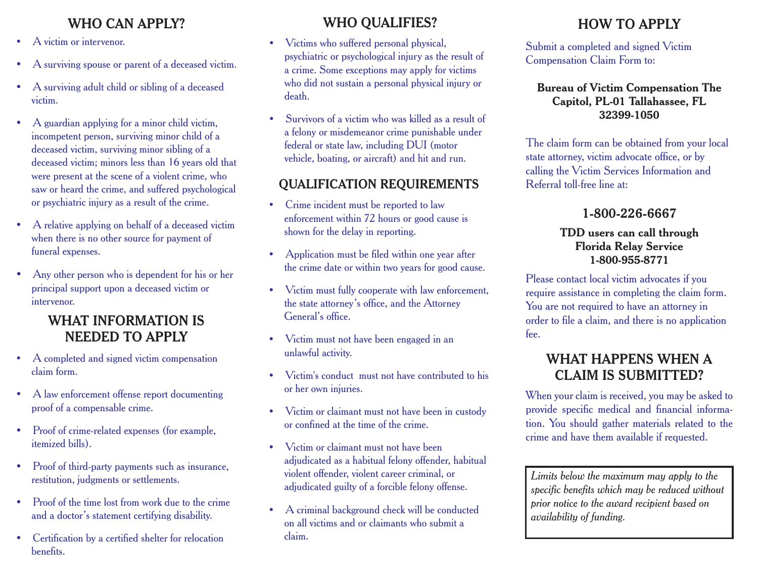## WHO CAN APPLY?

- A victim or intervenor.
- A surviving spouse or parent of a deceased victim.
- A surviving adult child or sibling of a deceased victim.
- A guardian applying for a minor child victim, incompetent person, surviving minor child of a deceased victim, surviving minor sibling of a deceased victim; minors less than 16 years old that were present at the scene of a violent crime, who saw or heard the crime, and suffered psychological or psychiatric injury as a result of the crime.
- A relative applying on behalf of a deceased victim when there is no other source for payment of funeral expenses.
- Any other person who is dependent for his or her principal support upon a deceased victim or intervenor.

## WHAT INFORMATION IS NEEDED TO APPLY

- A completed and signed victim compensation claim form.
- A law enforcement offense report documenting proof of a compensable crime.
- Proof of crime-related expenses (for example, itemized bills).
- Proof of third-party payments such as insurance, restitution, judgments or settlements.
- Proof of the time lost from work due to the crime and a doctor's statement certifying disability.
- Certification by a certified shelter for relocation benefits.

## WHO QUALIFIES?

- Victims who suffered personal physical, psychiatric or psychological injury as the result of a crime. Some exceptions may apply for victims who did not sustain a personal physical injury or death.
- Survivors of a victim who was killed as a result of a felony or misdemeanor crime punishable under federal or state law, including DUI (motor vehicle, boating, or aircraft) and hit and run.

## QUALIFICATION REQUIREMENTS

- Crime incident must be reported to law enforcement within 72 hours or good cause is shown for the delay in reporting.
- Application must be filed within one year after the crime date or within two years for good cause.
- Victim must fully cooperate with law enforcement, the state attorney's office, and the Attorney General's office.
- Victim must not have been engaged in an unlawful activity.
- Victim's conduct must not have contributed to his or her own injuries.
- Victim or claimant must not have been in custody or confined at the time of the crime.
- Victim or claimant must not have been adjudicated as a habitual felony offender, habitual violent offender, violent career criminal, or adjudicated guilty of a forcible felony offense.
- A criminal background check will be conducted on all victims and or claimants who submit a claim.

## HOW TO APPLY

Submit a completed and signed Victim Compensation Claim Form to:

**Bureau of Victim Compensation The Capitol, PL-01 Tallahassee, FL 32399-1050**

The claim form can be obtained from your local state attorney, victim advocate office, or by calling the Victim Services Information and Referral toll-free line at:

**1-800-226-6667**

**TDD users can call through Florida Relay Service 1-800-955-8771**

Please contact local victim advocates if you require assistance in completing the claim form. You are not required to have an attorney in order to file a claim, and there is no application fee.

## WHAT HAPPENS WHEN A CLAIM IS SUBMITTED?

When your claim is received, you may be asked to provide specific medical and financial information. You should gather materials related to the crime and have them available if requested.

*Limits below the maximum may apply to the specific benefits which may be reduced without prior notice to the award recipient based on availability of funding.*